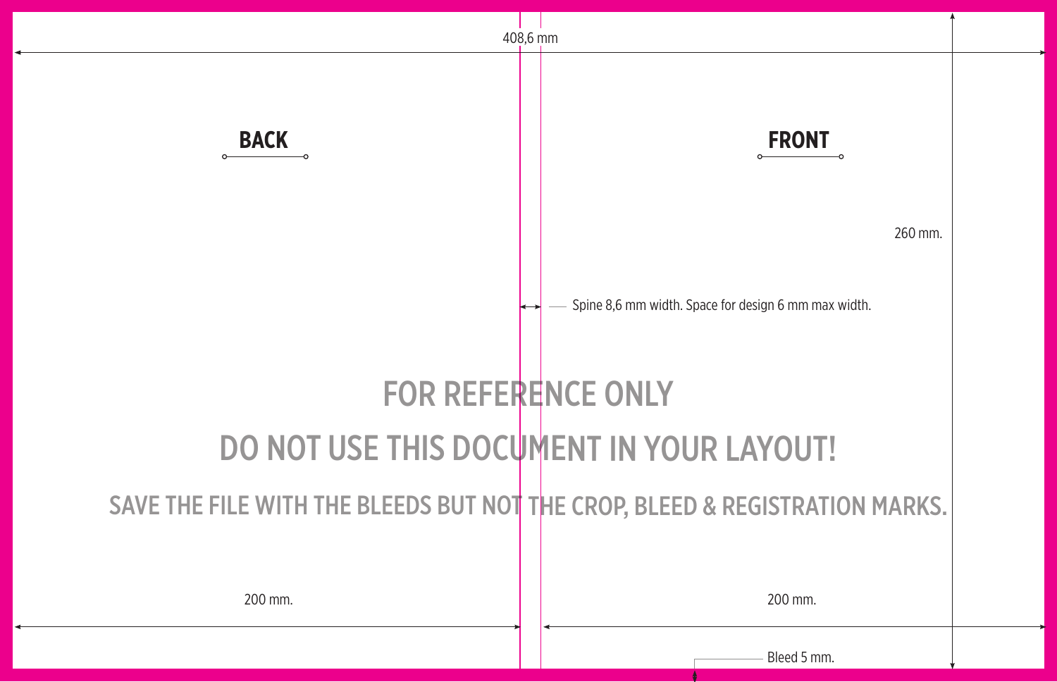408,6 mm

**BACK**

**FRONT**

260 mm.

Spine 8,6 mm width. Space for design 6 mm max width.

FOR REFERENCE ONLY

DO NOT USE THIS DOCUMENT IN YOUR LAYOUT!

SAVE THE FILE WITH THE BLEEDS BUT NOT THE CROP, BLEED & REGISTRATION MARKS.

200 mm.

200 mm.

Bleed 5 mm.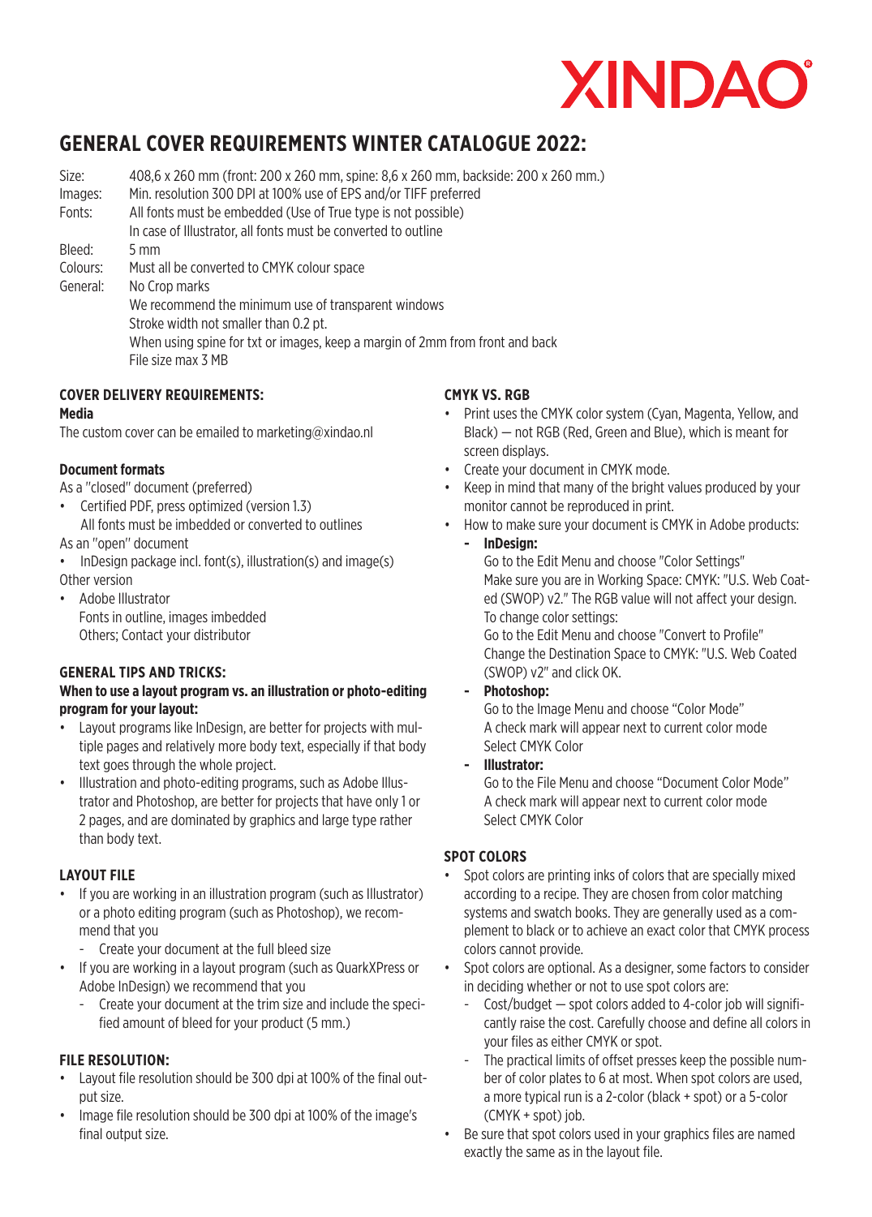XINDAO

# GENERAL COVER REQUIREMENTS WINTER CATALOGUE 2022:

| | |
|---|---|
| Size: | 408,6 x 260 mm (front: 200 x 260 mm, spine: 8,6 x 260 mm, backside: 200 x 260 mm.) |
| Images: | Min. resolution 300 DPI at 100% use of EPS and/or TIFF preferred |
| Fonts: | All fonts must be embedded (Use of True type is not possible)<br>In case of Illustrator, all fonts must be converted to outline |
| Bleed: | 5 mm |
| Colours: | Must all be converted to CMYK colour space |
| General: | No Crop marks<br>We recommend the minimum use of transparent windows<br>Stroke width not smaller than 0.2 pt.<br>When using spine for txt or images, keep a margin of 2mm from front and back<br>File size max 3 MB |

## COVER DELIVERY REQUIREMENTS:

**Media**

The custom cover can be emailed to marketing@xindao.nl

**Document formats**

As a "closed" document (preferred)

- Certified PDF, press optimized (version 1.3)
  All fonts must be imbedded or converted to outlines

As an "open" document

- InDesign package incl. font(s), illustration(s) and image(s)

Other version

- Adobe Illustrator
  Fonts in outline, images imbedded
  Others; Contact your distributor

## GENERAL TIPS AND TRICKS:

**When to use a layout program vs. an illustration or photo-editing program for your layout:**

- Layout programs like InDesign, are better for projects with multiple pages and relatively more body text, especially if that body text goes through the whole project.
- Illustration and photo-editing programs, such as Adobe Illustrator and Photoshop, are better for projects that have only 1 or 2 pages, and are dominated by graphics and large type rather than body text.

## LAYOUT FILE

- If you are working in an illustration program (such as Illustrator) or a photo editing program (such as Photoshop), we recommend that you
  - Create your document at the full bleed size
- If you are working in a layout program (such as QuarkXPress or Adobe InDesign) we recommend that you
  - Create your document at the trim size and include the specified amount of bleed for your product (5 mm.)

## FILE RESOLUTION:

- Layout file resolution should be 300 dpi at 100% of the final output size.
- Image file resolution should be 300 dpi at 100% of the image's final output size.

## CMYK VS. RGB

- Print uses the CMYK color system (Cyan, Magenta, Yellow, and Black) — not RGB (Red, Green and Blue), which is meant for screen displays.
- Create your document in CMYK mode.
- Keep in mind that many of the bright values produced by your monitor cannot be reproduced in print.
- How to make sure your document is CMYK in Adobe products:
  - **InDesign:**
    Go to the Edit Menu and choose "Color Settings"
    Make sure you are in Working Space: CMYK: "U.S. Web Coated (SWOP) v2." The RGB value will not affect your design.
    To change color settings:
    Go to the Edit Menu and choose "Convert to Profile"
    Change the Destination Space to CMYK: "U.S. Web Coated (SWOP) v2" and click OK.
  - **Photoshop:**
    Go to the Image Menu and choose "Color Mode"
    A check mark will appear next to current color mode
    Select CMYK Color
  - **Illustrator:**
    Go to the File Menu and choose "Document Color Mode"
    A check mark will appear next to current color mode
    Select CMYK Color

## SPOT COLORS

- Spot colors are printing inks of colors that are specially mixed according to a recipe. They are chosen from color matching systems and swatch books. They are generally used as a complement to black or to achieve an exact color that CMYK process colors cannot provide.
- Spot colors are optional. As a designer, some factors to consider in deciding whether or not to use spot colors are:
  - Cost/budget — spot colors added to 4-color job will significantly raise the cost. Carefully choose and define all colors in your files as either CMYK or spot.
  - The practical limits of offset presses keep the possible number of color plates to 6 at most. When spot colors are used, a more typical run is a 2-color (black + spot) or a 5-color (CMYK + spot) job.
- Be sure that spot colors used in your graphics files are named exactly the same as in the layout file.